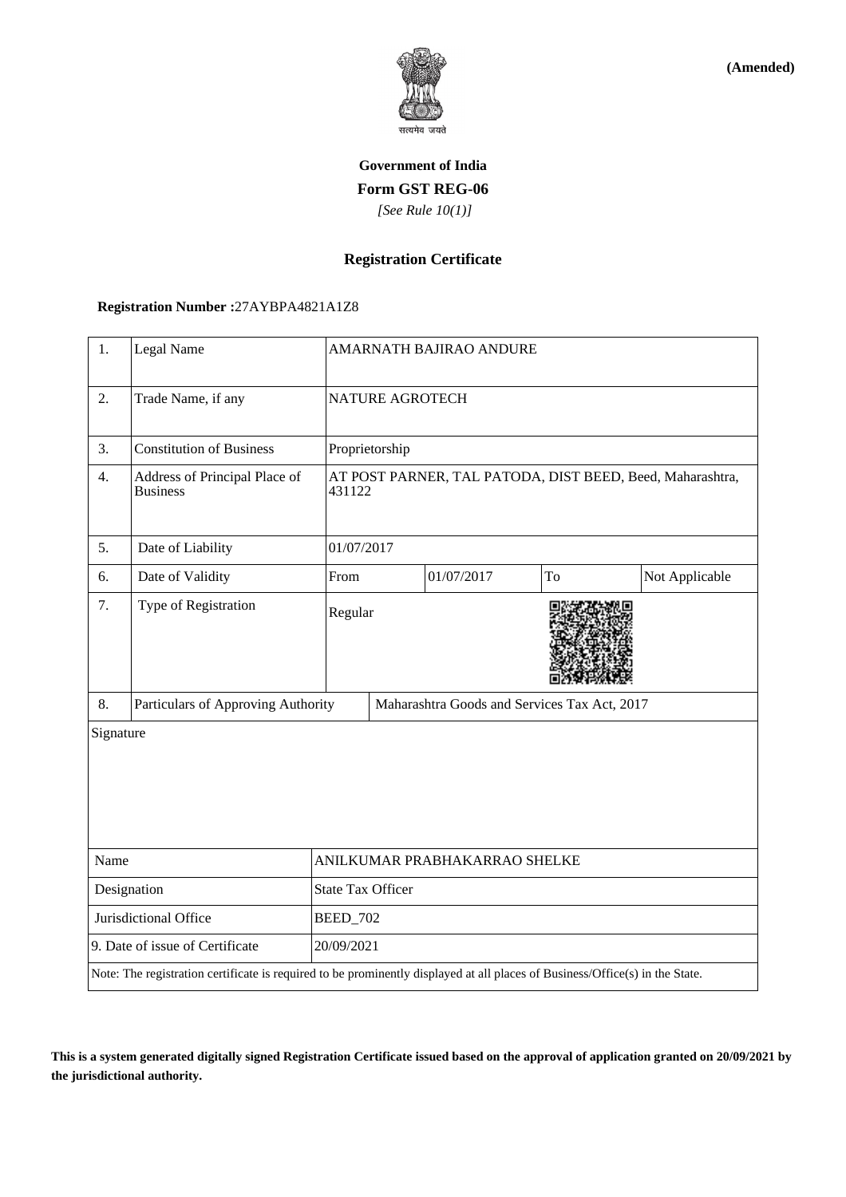**(Amended)**

सत्यमेव जयते

**Government of India**

**Form GST REG-06**

*[See Rule 10(1)]*

**Registration Certificate**

**Registration Number :**27AYBPA4821A1Z8

| 1. | Legal Name | AMARNATH BAJIRAO ANDURE | | | |
|---|---|---|---|---|---|
| 2. | Trade Name, if any | NATURE AGROTECH | | | |
| 3. | Constitution of Business | Proprietorship | | | |
| 4. | Address of Principal Place of Business | AT POST PARNER, TAL PATODA, DIST BEED, Beed, Maharashtra, 431122 | | | |
| 5. | Date of Liability | 01/07/2017 | | | |
| 6. | Date of Validity | From | 01/07/2017 | To | Not Applicable |
| 7. | Type of Registration | Regular | | | |
| 8. | Particulars of Approving Authority | Maharashtra Goods and Services Tax Act, 2017 | | | |

Signature

| Name | ANILKUMAR PRABHAKARRAO SHELKE |
|---|---|
| Designation | State Tax Officer |
| Jurisdictional Office | BEED_702 |
| 9. Date of issue of Certificate | 20/09/2021 |

Note: The registration certificate is required to be prominently displayed at all places of Business/Office(s) in the State.

**This is a system generated digitally signed Registration Certificate issued based on the approval of application granted on 20/09/2021 by the jurisdictional authority.**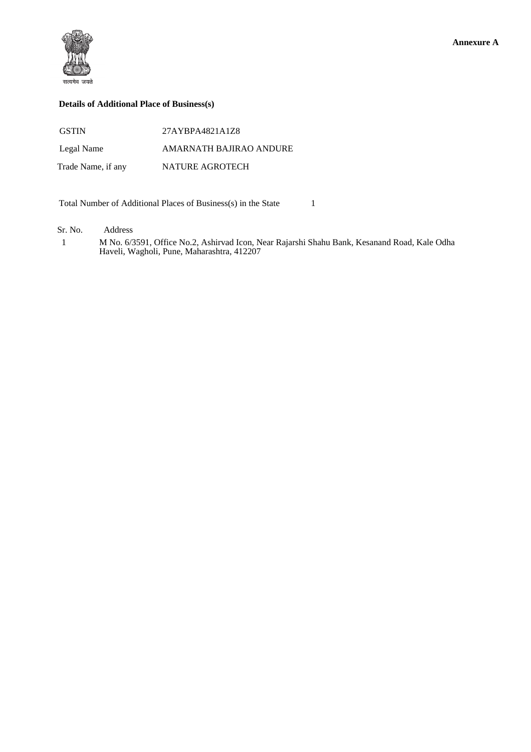**Annexure A**

सत्यमेव जयते

**Details of Additional Place of Business(s)**

| | |
|---|---|
| GSTIN | 27AYBPA4821A1Z8 |
| Legal Name | AMARNATH BAJIRAO ANDURE |
| Trade Name, if any | NATURE AGROTECH |

Total Number of Additional Places of Business(s) in the State 1

| Sr. No. | Address |
|---|---|
| 1 | M No. 6/3591, Office No.2, Ashirvad Icon, Near Rajarshi Shahu Bank, Kesanand Road, Kale Odha Haveli, Wagholi, Pune, Maharashtra, 412207 |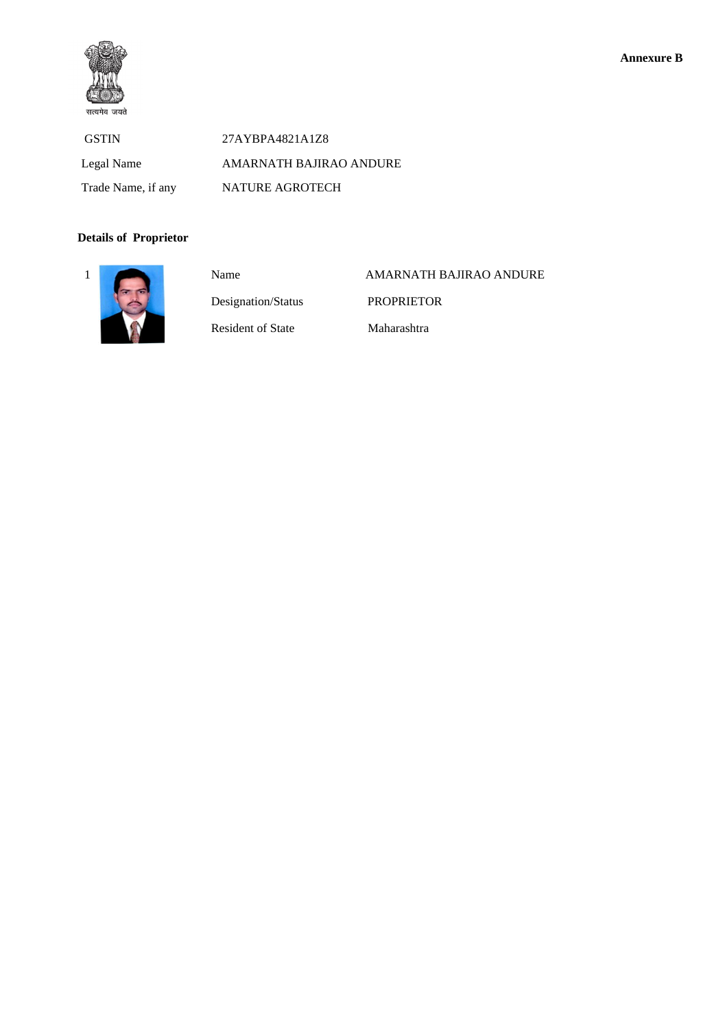**Annexure B**

| | |
|---|---|
| GSTIN | 27AYBPA4821A1Z8 |
| Legal Name | AMARNATH BAJIRAO ANDURE |
| Trade Name, if any | NATURE AGROTECH |

**Details of Proprietor**

| | | |
|---|---|---|
| 1 | Name | AMARNATH BAJIRAO ANDURE |
| | Designation/Status | PROPRIETOR |
| | Resident of State | Maharashtra |